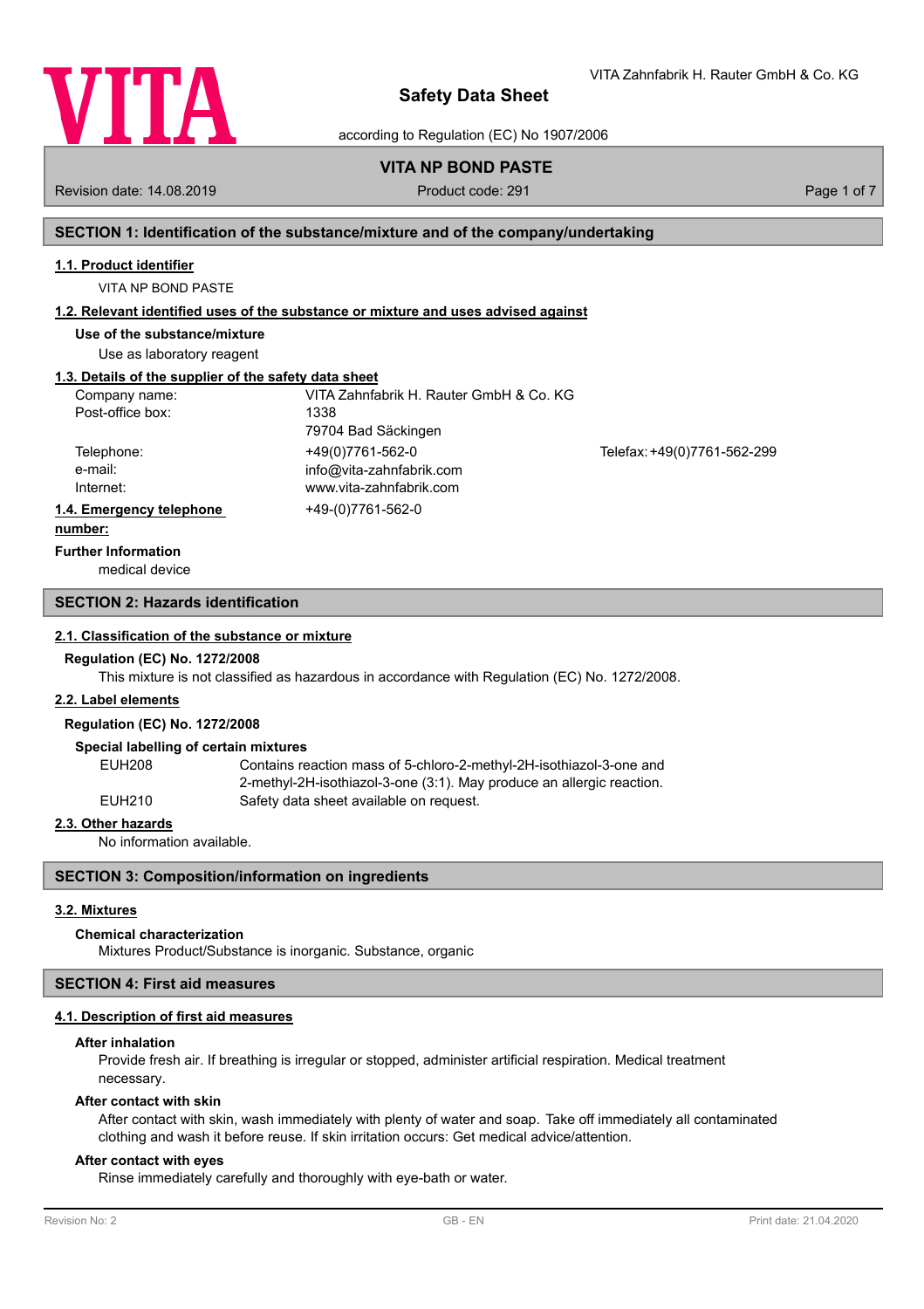# Safety Data Sheet

according to Regulation (EC) No 1907/2006

## VITA NP BOND PASTE

Revision date: 14.08.2019 | Product code: 291

## SECTION 1: Identification of the substance/mixture and of the company/undertaking

### 1.1. Product identifier

VITA NP BOND PASTE

### 1.2. Relevant identified uses of the substance or mixture and uses advised against

**Use of the substance/mixture**

Use as laboratory reagent

### 1.3. Details of the supplier of the safety data sheet

| | | |
|---|---|---|
| Company name: | VITA Zahnfabrik H. Rauter GmbH & Co. KG | |
| Post-office box: | 1338 | |
| | 79704 Bad Säckingen | |
| Telephone: | +49(0)7761-562-0 | Telefax: +49(0)7761-562-299 |
| e-mail: | info@vita-zahnfabrik.com | |
| Internet: | www.vita-zahnfabrik.com | |

### 1.4. Emergency telephone number:

+49-(0)7761-562-0

**Further Information**

medical device

## SECTION 2: Hazards identification

### 2.1. Classification of the substance or mixture

**Regulation (EC) No. 1272/2008**

This mixture is not classified as hazardous in accordance with Regulation (EC) No. 1272/2008.

### 2.2. Label elements

**Regulation (EC) No. 1272/2008**

**Special labelling of certain mixtures**

| | |
|---|---|
| EUH208 | Contains reaction mass of 5-chloro-2-methyl-2H-isothiazol-3-one and 2-methyl-2H-isothiazol-3-one (3:1). May produce an allergic reaction. |
| EUH210 | Safety data sheet available on request. |

### 2.3. Other hazards

No information available.

## SECTION 3: Composition/information on ingredients

### 3.2. Mixtures

**Chemical characterization**

Mixtures Product/Substance is inorganic. Substance, organic

## SECTION 4: First aid measures

### 4.1. Description of first aid measures

**After inhalation**

Provide fresh air. If breathing is irregular or stopped, administer artificial respiration. Medical treatment necessary.

**After contact with skin**

After contact with skin, wash immediately with plenty of water and soap. Take off immediately all contaminated clothing and wash it before reuse. If skin irritation occurs: Get medical advice/attention.

**After contact with eyes**

Rinse immediately carefully and thoroughly with eye-bath or water.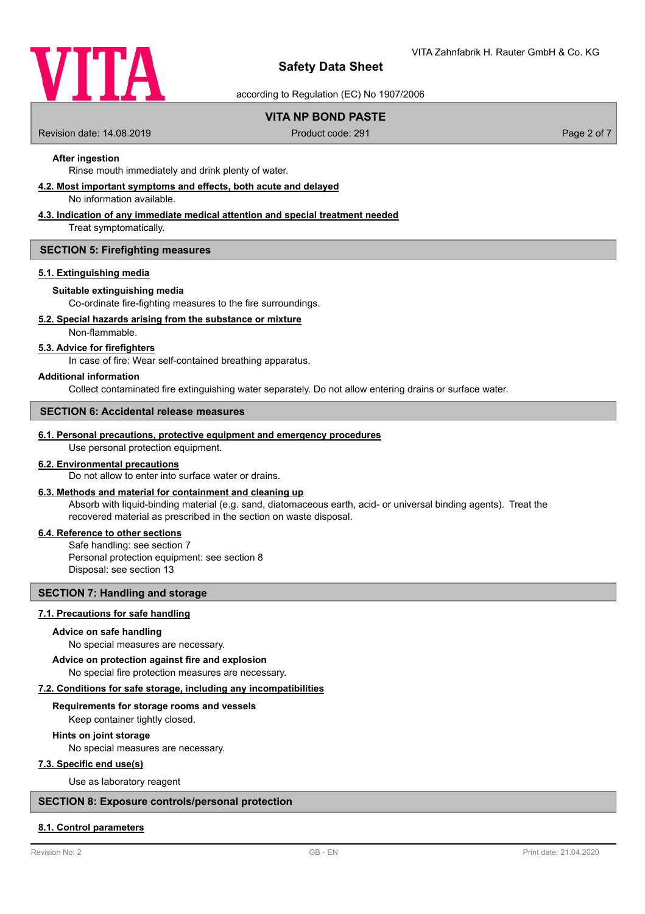**After ingestion**

Rinse mouth immediately and drink plenty of water.

### 4.2. Most important symptoms and effects, both acute and delayed

No information available.

### 4.3. Indication of any immediate medical attention and special treatment needed

Treat symptomatically.

## SECTION 5: Firefighting measures

### 5.1. Extinguishing media

**Suitable extinguishing media**

Co-ordinate fire-fighting measures to the fire surroundings.

### 5.2. Special hazards arising from the substance or mixture

Non-flammable.

### 5.3. Advice for firefighters

In case of fire: Wear self-contained breathing apparatus.

**Additional information**

Collect contaminated fire extinguishing water separately. Do not allow entering drains or surface water.

## SECTION 6: Accidental release measures

### 6.1. Personal precautions, protective equipment and emergency procedures

Use personal protection equipment.

### 6.2. Environmental precautions

Do not allow to enter into surface water or drains.

### 6.3. Methods and material for containment and cleaning up

Absorb with liquid-binding material (e.g. sand, diatomaceous earth, acid- or universal binding agents). Treat the recovered material as prescribed in the section on waste disposal.

### 6.4. Reference to other sections

Safe handling: see section 7
Personal protection equipment: see section 8
Disposal: see section 13

## SECTION 7: Handling and storage

### 7.1. Precautions for safe handling

**Advice on safe handling**

No special measures are necessary.

**Advice on protection against fire and explosion**

No special fire protection measures are necessary.

### 7.2. Conditions for safe storage, including any incompatibilities

**Requirements for storage rooms and vessels**

Keep container tightly closed.

**Hints on joint storage**

No special measures are necessary.

### 7.3. Specific end use(s)

Use as laboratory reagent

## SECTION 8: Exposure controls/personal protection

### 8.1. Control parameters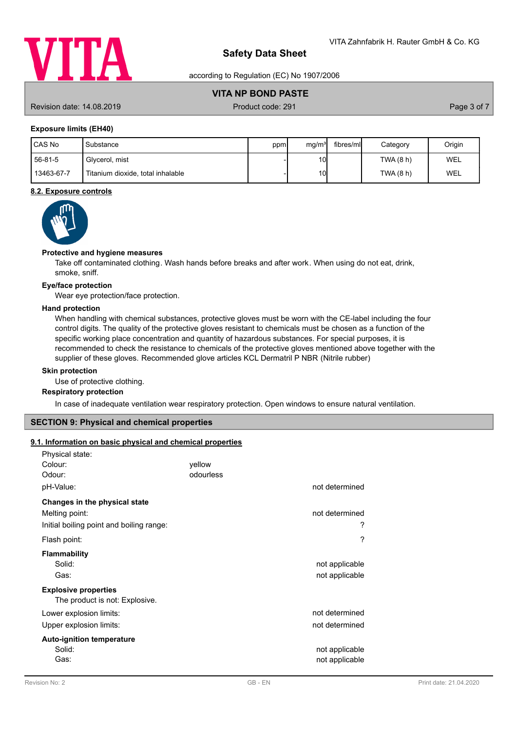**Exposure limits (EH40)**

| CAS No | Substance | ppm | mg/m³ | fibres/ml | Category | Origin |
|---|---|---|---|---|---|---|
| 56-81-5 | Glycerol, mist | - | 10 | | TWA (8 h) | WEL |
| 13463-67-7 | Titanium dioxide, total inhalable | - | 10 | | TWA (8 h) | WEL |

## 8.2. Exposure controls

**Protective and hygiene measures**

Take off contaminated clothing. Wash hands before breaks and after work. When using do not eat, drink, smoke, sniff.

**Eye/face protection**

Wear eye protection/face protection.

**Hand protection**

When handling with chemical substances, protective gloves must be worn with the CE-label including the four control digits. The quality of the protective gloves resistant to chemicals must be chosen as a function of the specific working place concentration and quantity of hazardous substances. For special purposes, it is recommended to check the resistance to chemicals of the protective gloves mentioned above together with the supplier of these gloves. Recommended glove articles KCL Dermatril P NBR (Nitrile rubber)

**Skin protection**

Use of protective clothing.

**Respiratory protection**

In case of inadequate ventilation wear respiratory protection. Open windows to ensure natural ventilation.

# SECTION 9: Physical and chemical properties

## 9.1. Information on basic physical and chemical properties

Physical state:
Colour: yellow
Odour: odourless
pH-Value: not determined

**Changes in the physical state**

Melting point: not determined
Initial boiling point and boiling range: ?
Flash point: ?

**Flammability**

Solid: not applicable
Gas: not applicable

**Explosive properties**

The product is not: Explosive.

Lower explosion limits: not determined
Upper explosion limits: not determined

**Auto-ignition temperature**

Solid: not applicable
Gas: not applicable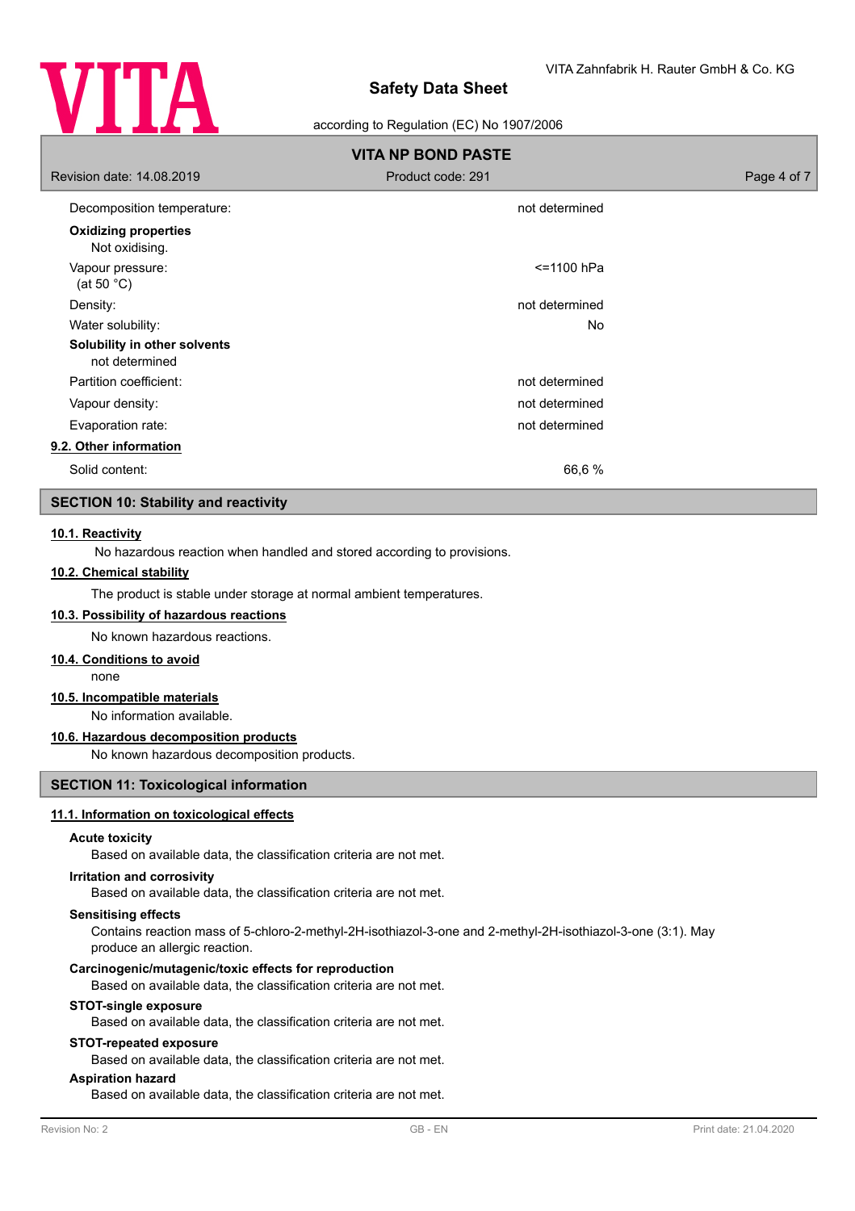| | |
|---|---|
| Decomposition temperature: | not determined |

**Oxidizing properties**

Not oxidising.

| | |
|---|---|
| Vapour pressure: (at 50 °C) | <=1100 hPa |
| Density: | not determined |
| Water solubility: | No |

**Solubility in other solvents**

not determined

| | |
|---|---|
| Partition coefficient: | not determined |
| Vapour density: | not determined |
| Evaporation rate: | not determined |

### 9.2. Other information

| | |
|---|---|
| Solid content: | 66,6 % |

## SECTION 10: Stability and reactivity

### 10.1. Reactivity

No hazardous reaction when handled and stored according to provisions.

### 10.2. Chemical stability

The product is stable under storage at normal ambient temperatures.

### 10.3. Possibility of hazardous reactions

No known hazardous reactions.

### 10.4. Conditions to avoid

none

### 10.5. Incompatible materials

No information available.

### 10.6. Hazardous decomposition products

No known hazardous decomposition products.

## SECTION 11: Toxicological information

### 11.1. Information on toxicological effects

**Acute toxicity**

Based on available data, the classification criteria are not met.

**Irritation and corrosivity**

Based on available data, the classification criteria are not met.

**Sensitising effects**

Contains reaction mass of 5-chloro-2-methyl-2H-isothiazol-3-one and 2-methyl-2H-isothiazol-3-one (3:1). May produce an allergic reaction.

**Carcinogenic/mutagenic/toxic effects for reproduction**

Based on available data, the classification criteria are not met.

**STOT-single exposure**

Based on available data, the classification criteria are not met.

**STOT-repeated exposure**

Based on available data, the classification criteria are not met.

**Aspiration hazard**

Based on available data, the classification criteria are not met.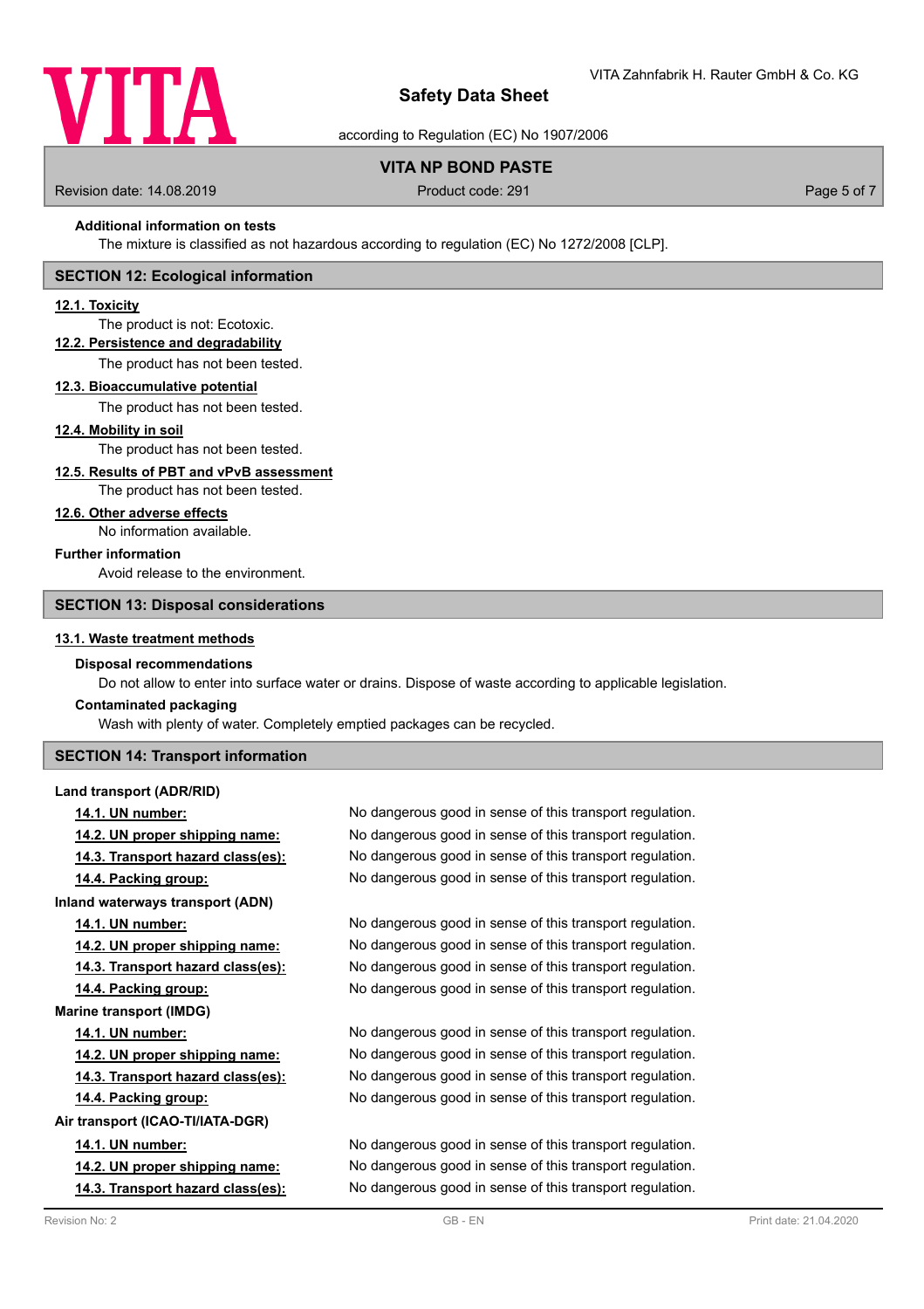**Additional information on tests**

The mixture is classified as not hazardous according to regulation (EC) No 1272/2008 [CLP].

## SECTION 12: Ecological information

**12.1. Toxicity**

The product is not: Ecotoxic.

**12.2. Persistence and degradability**

The product has not been tested.

**12.3. Bioaccumulative potential**

The product has not been tested.

**12.4. Mobility in soil**

The product has not been tested.

**12.5. Results of PBT and vPvB assessment**

The product has not been tested.

**12.6. Other adverse effects**

No information available.

**Further information**

Avoid release to the environment.

## SECTION 13: Disposal considerations

**13.1. Waste treatment methods**

**Disposal recommendations**

Do not allow to enter into surface water or drains. Dispose of waste according to applicable legislation.

**Contaminated packaging**

Wash with plenty of water. Completely emptied packages can be recycled.

## SECTION 14: Transport information

**Land transport (ADR/RID)**

| | |
|---|---|
| **14.1. UN number:** | No dangerous good in sense of this transport regulation. |
| **14.2. UN proper shipping name:** | No dangerous good in sense of this transport regulation. |
| **14.3. Transport hazard class(es):** | No dangerous good in sense of this transport regulation. |
| **14.4. Packing group:** | No dangerous good in sense of this transport regulation. |

**Inland waterways transport (ADN)**

| | |
|---|---|
| **14.1. UN number:** | No dangerous good in sense of this transport regulation. |
| **14.2. UN proper shipping name:** | No dangerous good in sense of this transport regulation. |
| **14.3. Transport hazard class(es):** | No dangerous good in sense of this transport regulation. |
| **14.4. Packing group:** | No dangerous good in sense of this transport regulation. |

**Marine transport (IMDG)**

| | |
|---|---|
| **14.1. UN number:** | No dangerous good in sense of this transport regulation. |
| **14.2. UN proper shipping name:** | No dangerous good in sense of this transport regulation. |
| **14.3. Transport hazard class(es):** | No dangerous good in sense of this transport regulation. |
| **14.4. Packing group:** | No dangerous good in sense of this transport regulation. |

**Air transport (ICAO-TI/IATA-DGR)**

| | |
|---|---|
| **14.1. UN number:** | No dangerous good in sense of this transport regulation. |
| **14.2. UN proper shipping name:** | No dangerous good in sense of this transport regulation. |
| **14.3. Transport hazard class(es):** | No dangerous good in sense of this transport regulation. |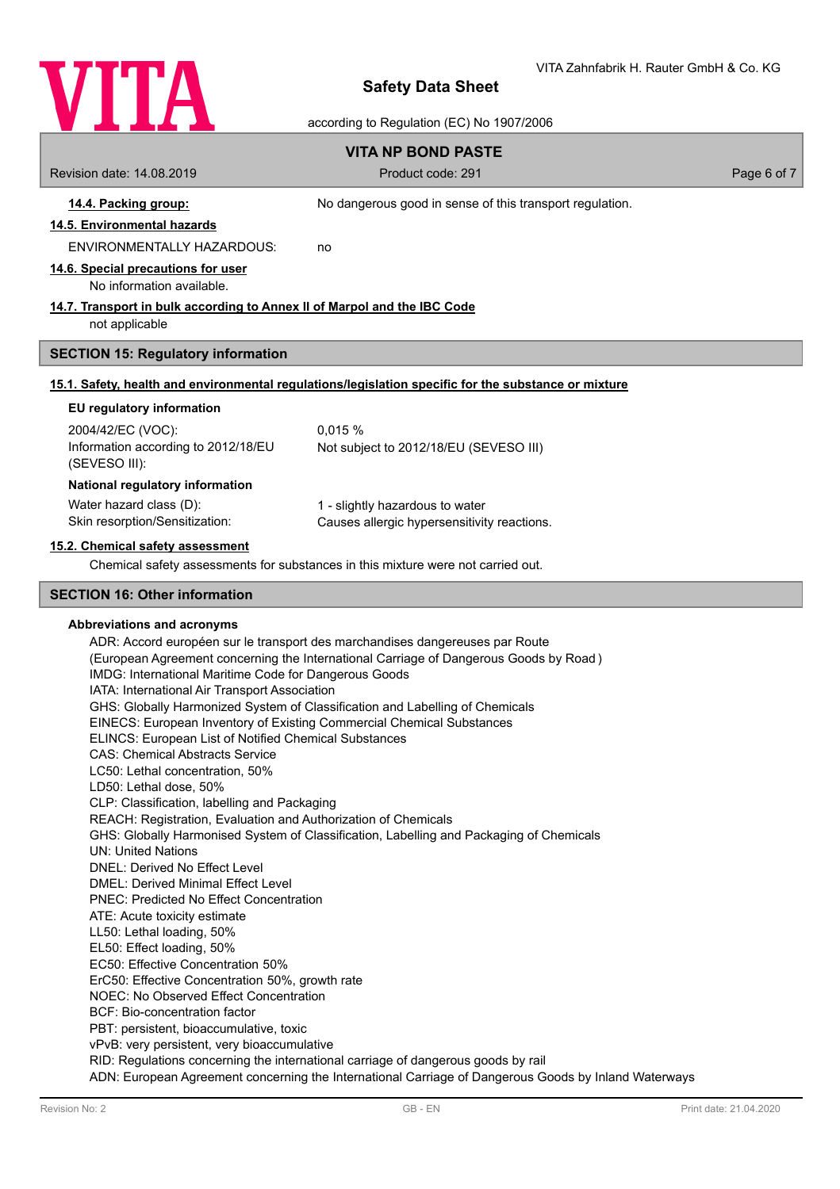**14.4. Packing group:** No dangerous good in sense of this transport regulation.

**14.5. Environmental hazards**

ENVIRONMENTALLY HAZARDOUS: no

**14.6. Special precautions for user**

No information available.

**14.7. Transport in bulk according to Annex II of Marpol and the IBC Code**

not applicable

## SECTION 15: Regulatory information

**15.1. Safety, health and environmental regulations/legislation specific for the substance or mixture**

**EU regulatory information**

| | |
|---|---|
| 2004/42/EC (VOC): | 0,015 % |
| Information according to 2012/18/EU (SEVESO III): | Not subject to 2012/18/EU (SEVESO III) |

**National regulatory information**

| | |
|---|---|
| Water hazard class (D): | 1 - slightly hazardous to water |
| Skin resorption/Sensitization: | Causes allergic hypersensitivity reactions. |

**15.2. Chemical safety assessment**

Chemical safety assessments for substances in this mixture were not carried out.

## SECTION 16: Other information

**Abbreviations and acronyms**

ADR: Accord européen sur le transport des marchandises dangereuses par Route
(European Agreement concerning the International Carriage of Dangerous Goods by Road )
IMDG: International Maritime Code for Dangerous Goods
IATA: International Air Transport Association
GHS: Globally Harmonized System of Classification and Labelling of Chemicals
EINECS: European Inventory of Existing Commercial Chemical Substances
ELINCS: European List of Notified Chemical Substances
CAS: Chemical Abstracts Service
LC50: Lethal concentration, 50%
LD50: Lethal dose, 50%
CLP: Classification, labelling and Packaging
REACH: Registration, Evaluation and Authorization of Chemicals
GHS: Globally Harmonised System of Classification, Labelling and Packaging of Chemicals
UN: United Nations
DNEL: Derived No Effect Level
DMEL: Derived Minimal Effect Level
PNEC: Predicted No Effect Concentration
ATE: Acute toxicity estimate
LL50: Lethal loading, 50%
EL50: Effect loading, 50%
EC50: Effective Concentration 50%
ErC50: Effective Concentration 50%, growth rate
NOEC: No Observed Effect Concentration
BCF: Bio-concentration factor
PBT: persistent, bioaccumulative, toxic
vPvB: very persistent, very bioaccumulative
RID: Regulations concerning the international carriage of dangerous goods by rail
ADN: European Agreement concerning the International Carriage of Dangerous Goods by Inland Waterways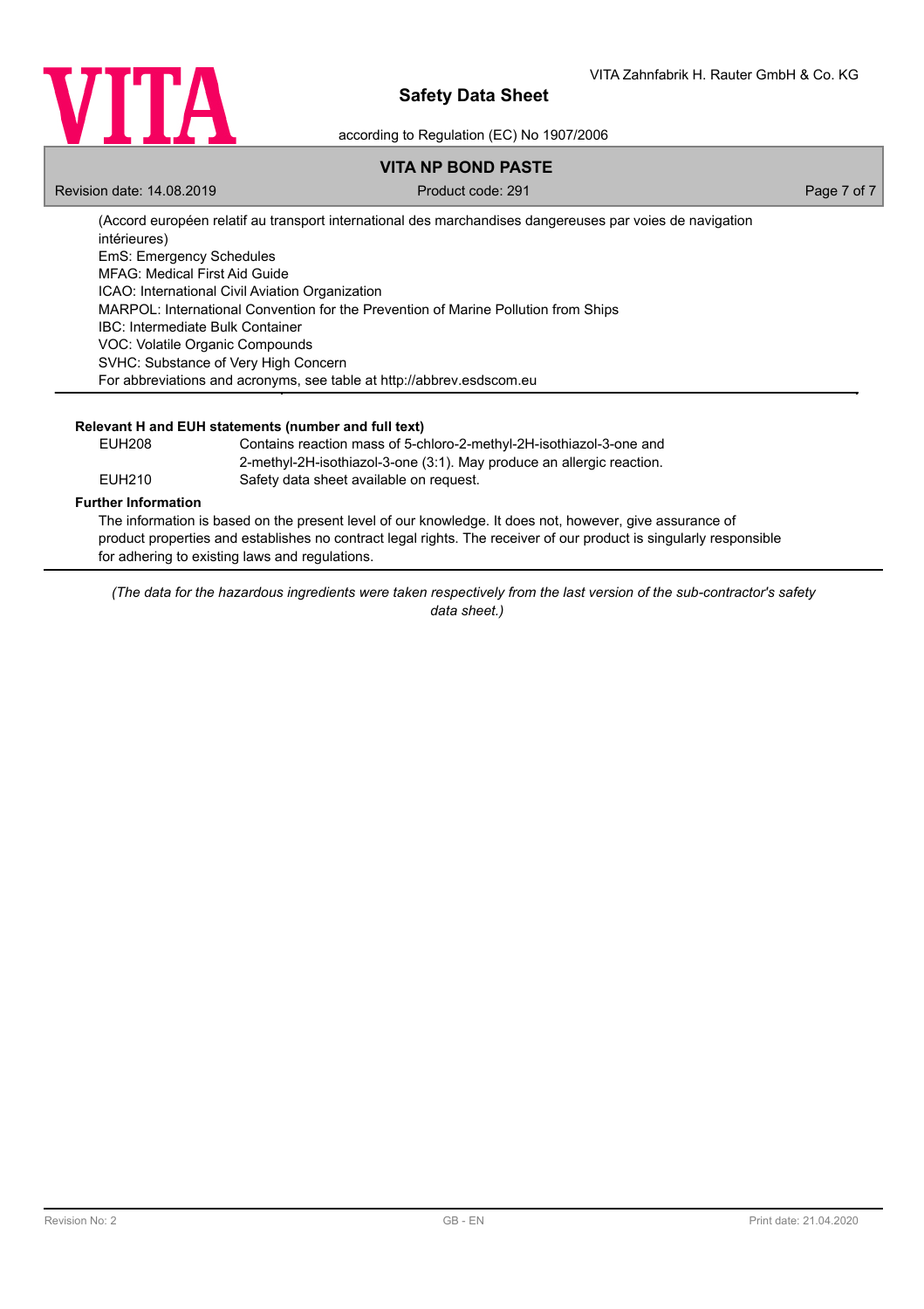(Accord européen relatif au transport international des marchandises dangereuses par voies de navigation intérieures)
EmS: Emergency Schedules
MFAG: Medical First Aid Guide
ICAO: International Civil Aviation Organization
MARPOL: International Convention for the Prevention of Marine Pollution from Ships
IBC: Intermediate Bulk Container
VOC: Volatile Organic Compounds
SVHC: Substance of Very High Concern
For abbreviations and acronyms, see table at http://abbrev.esdscom.eu

---

**Relevant H and EUH statements (number and full text)**

| | |
|---|---|
| EUH208 | Contains reaction mass of 5-chloro-2-methyl-2H-isothiazol-3-one and 2-methyl-2H-isothiazol-3-one (3:1). May produce an allergic reaction. |
| EUH210 | Safety data sheet available on request. |

**Further Information**

The information is based on the present level of our knowledge. It does not, however, give assurance of product properties and establishes no contract legal rights. The receiver of our product is singularly responsible for adhering to existing laws and regulations.

---

*(The data for the hazardous ingredients were taken respectively from the last version of the sub-contractor's safety data sheet.)*